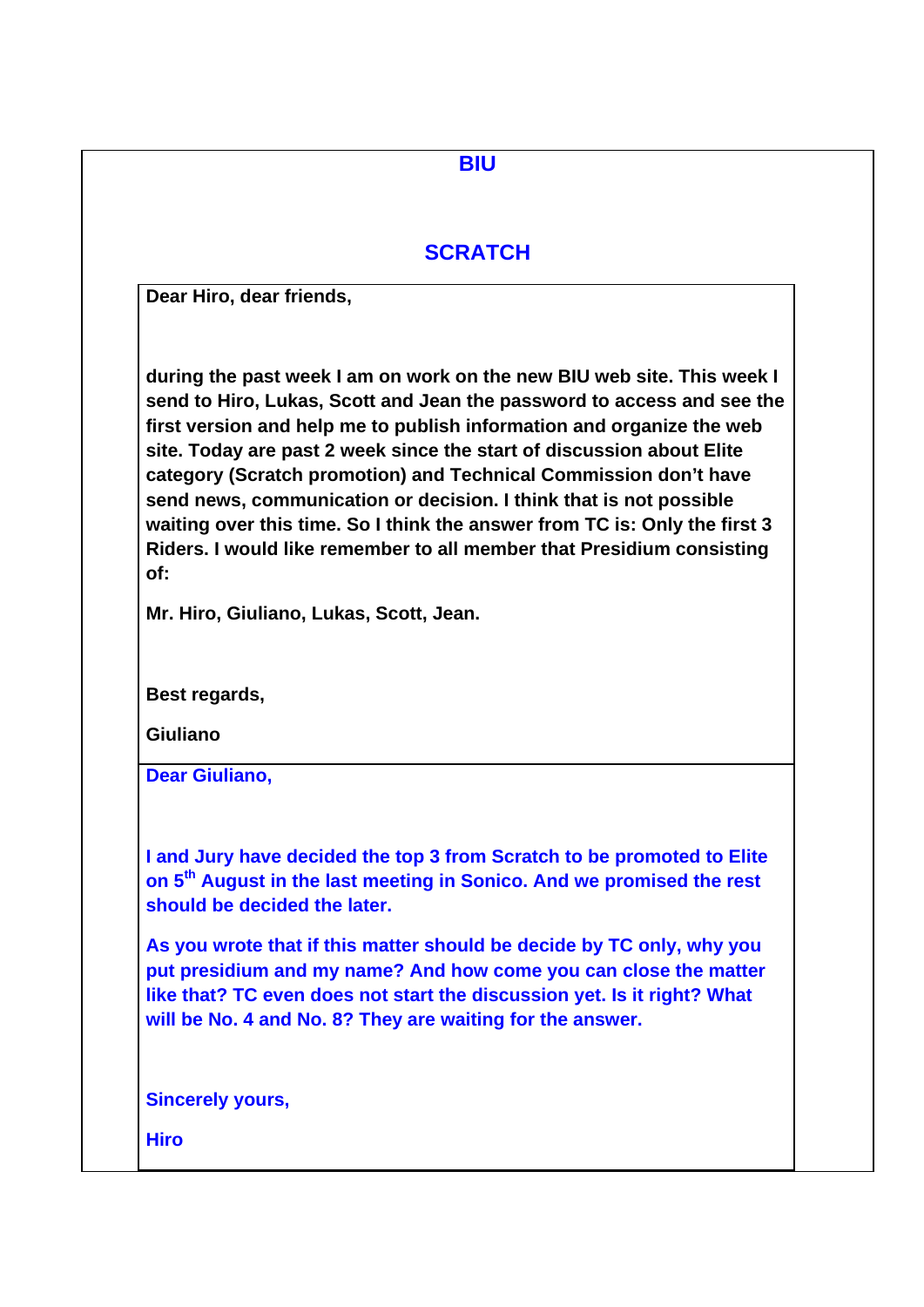# BIU

## SCRATCH

**Dear Hiro, dear friends,**

**during the past week I am on work on the new BIU web site. This week I send to Hiro, Lukas, Scott and Jean the password to access and see the first version and help me to publish information and organize the web site. Today are past 2 week since the start of discussion about Elite category (Scratch promotion) and Technical Commission don't have send news, communication or decision. I think that is not possible waiting over this time. So I think the answer from TC is: Only the first 3 Riders. I would like remember to all member that Presidium consisting of:**

**Mr. Hiro, Giuliano, Lukas, Scott, Jean.**

**Best regards,**

**Giuliano**

**Dear Giuliano,**

**I and Jury have decided the top 3 from Scratch to be promoted to Elite on 5th August in the last meeting in Sonico. And we promised the rest should be decided the later.**

**As you wrote that if this matter should be decide by TC only, why you put presidium and my name? And how come you can close the matter like that? TC even does not start the discussion yet. Is it right? What will be No. 4 and No. 8? They are waiting for the answer.**

**Sincerely yours,**

**Hiro**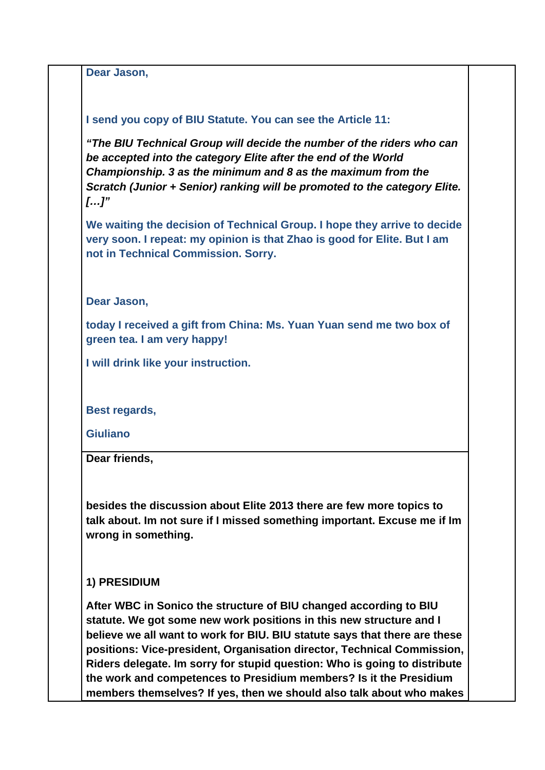**Dear Jason,**

**I send you copy of BIU Statute. You can see the Article 11:**

***"The BIU Technical Group will decide the number of the riders who can be accepted into the category Elite after the end of the World Championship. 3 as the minimum and 8 as the maximum from the Scratch (Junior + Senior) ranking will be promoted to the category Elite. […]"***

**We waiting the decision of Technical Group. I hope they arrive to decide very soon. I repeat: my opinion is that Zhao is good for Elite. But I am not in Technical Commission. Sorry.**

**Dear Jason,**

**today I received a gift from China: Ms. Yuan Yuan send me two box of green tea. I am very happy!**

**I will drink like your instruction.**

**Best regards,**

**Giuliano**

---

**Dear friends,**

**besides the discussion about Elite 2013 there are few more topics to talk about. Im not sure if I missed something important. Excuse me if Im wrong in something.**

**1) PRESIDIUM**

**After WBC in Sonico the structure of BIU changed according to BIU statute. We got some new work positions in this new structure and I believe we all want to work for BIU. BIU statute says that there are these positions: Vice-president, Organisation director, Technical Commission, Riders delegate. Im sorry for stupid question: Who is going to distribute the work and competences to Presidium members? Is it the Presidium members themselves? If yes, then we should also talk about who makes**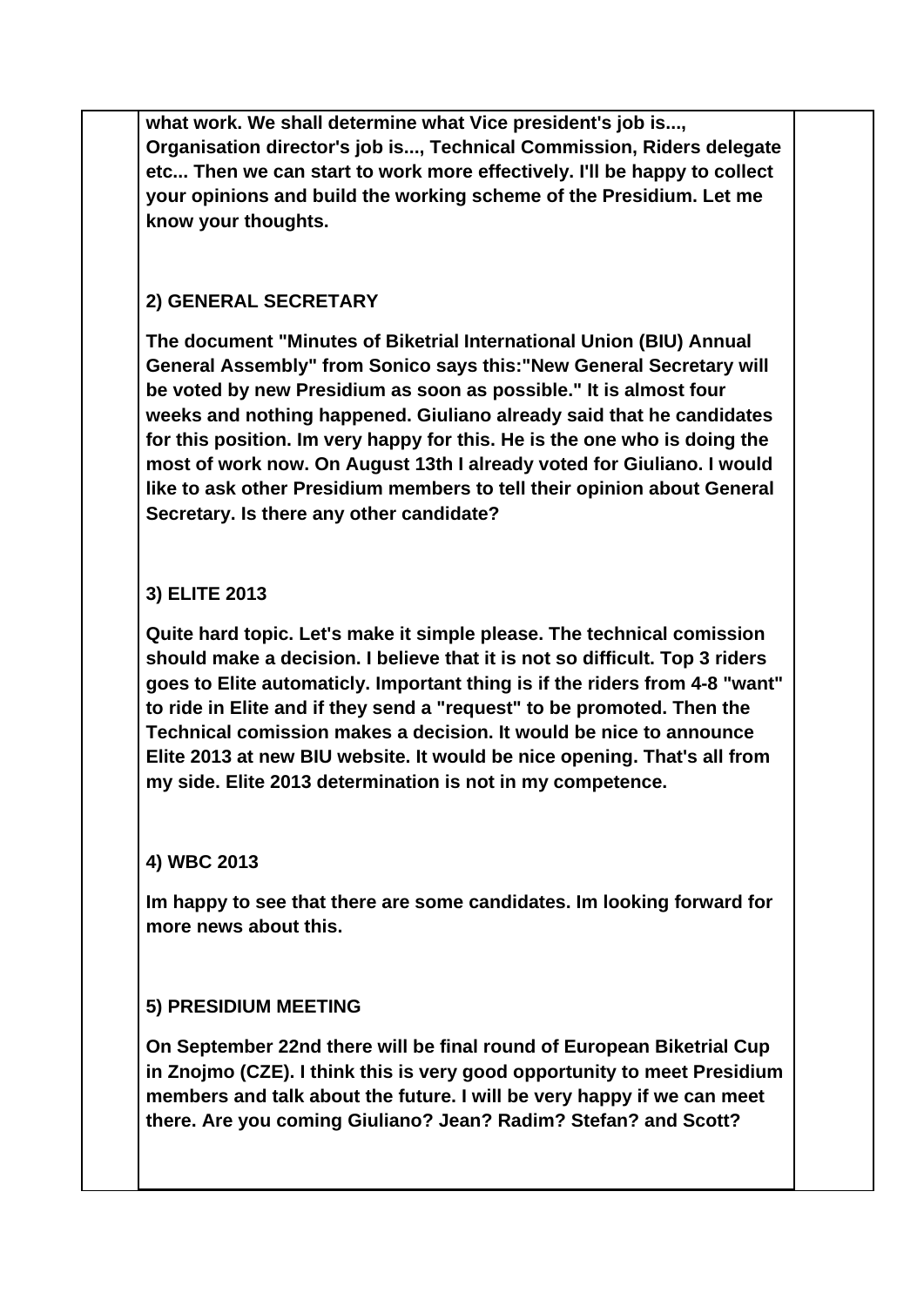**what work. We shall determine what Vice president's job is..., Organisation director's job is..., Technical Commission, Riders delegate etc... Then we can start to work more effectively. I'll be happy to collect your opinions and build the working scheme of the Presidium. Let me know your thoughts.**

**2) GENERAL SECRETARY**

**The document "Minutes of Biketrial International Union (BIU) Annual General Assembly" from Sonico says this:"New General Secretary will be voted by new Presidium as soon as possible." It is almost four weeks and nothing happened. Giuliano already said that he candidates for this position. Im very happy for this. He is the one who is doing the most of work now. On August 13th I already voted for Giuliano. I would like to ask other Presidium members to tell their opinion about General Secretary. Is there any other candidate?**

**3) ELITE 2013**

**Quite hard topic. Let's make it simple please. The technical comission should make a decision. I believe that it is not so difficult. Top 3 riders goes to Elite automaticly. Important thing is if the riders from 4-8 "want" to ride in Elite and if they send a "request" to be promoted. Then the Technical comission makes a decision. It would be nice to announce Elite 2013 at new BIU website. It would be nice opening. That's all from my side. Elite 2013 determination is not in my competence.**

**4) WBC 2013**

**Im happy to see that there are some candidates. Im looking forward for more news about this.**

**5) PRESIDIUM MEETING**

**On September 22nd there will be final round of European Biketrial Cup in Znojmo (CZE). I think this is very good opportunity to meet Presidium members and talk about the future. I will be very happy if we can meet there. Are you coming Giuliano? Jean? Radim? Stefan? and Scott?**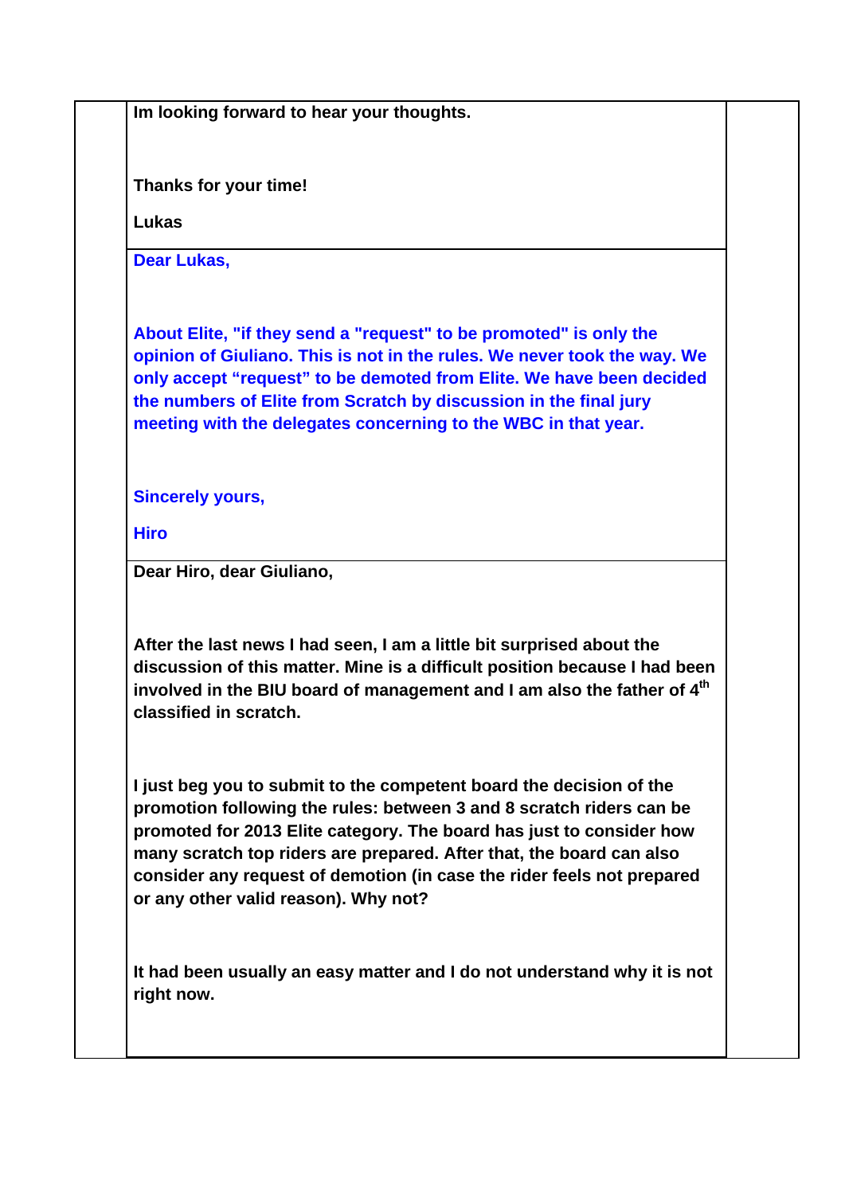**Im looking forward to hear your thoughts.**

**Thanks for your time!**

**Lukas**

---

**Dear Lukas,**

**About Elite, "if they send a "request" to be promoted" is only the opinion of Giuliano. This is not in the rules. We never took the way. We only accept “request” to be demoted from Elite. We have been decided the numbers of Elite from Scratch by discussion in the final jury meeting with the delegates concerning to the WBC in that year.**

**Sincerely yours,**

**Hiro**

---

**Dear Hiro, dear Giuliano,**

**After the last news I had seen, I am a little bit surprised about the discussion of this matter. Mine is a difficult position because I had been involved in the BIU board of management and I am also the father of 4th classified in scratch.**

**I just beg you to submit to the competent board the decision of the promotion following the rules: between 3 and 8 scratch riders can be promoted for 2013 Elite category. The board has just to consider how many scratch top riders are prepared. After that, the board can also consider any request of demotion (in case the rider feels not prepared or any other valid reason). Why not?**

**It had been usually an easy matter and I do not understand why it is not right now.**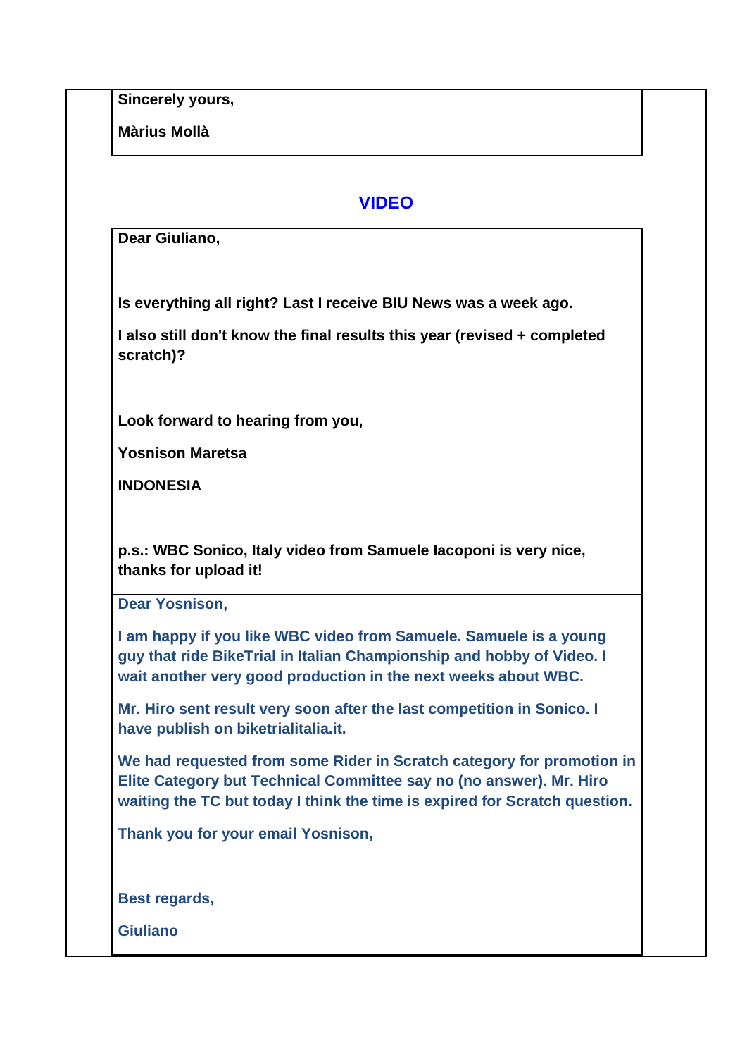**Sincerely yours,**

**Màrius Mollà**

## VIDEO

**Dear Giuliano,**

**Is everything all right? Last I receive BIU News was a week ago.**

**I also still don't know the final results this year (revised + completed scratch)?**

**Look forward to hearing from you,**

**Yosnison Maretsa**

**INDONESIA**

**p.s.: WBC Sonico, Italy video from Samuele Iacoponi is very nice, thanks for upload it!**

**Dear Yosnison,**

**I am happy if you like WBC video from Samuele. Samuele is a young guy that ride BikeTrial in Italian Championship and hobby of Video. I wait another very good production in the next weeks about WBC.**

**Mr. Hiro sent result very soon after the last competition in Sonico. I have publish on biketrialitalia.it.**

**We had requested from some Rider in Scratch category for promotion in Elite Category but Technical Committee say no (no answer). Mr. Hiro waiting the TC but today I think the time is expired for Scratch question.**

**Thank you for your email Yosnison,**

**Best regards,**

**Giuliano**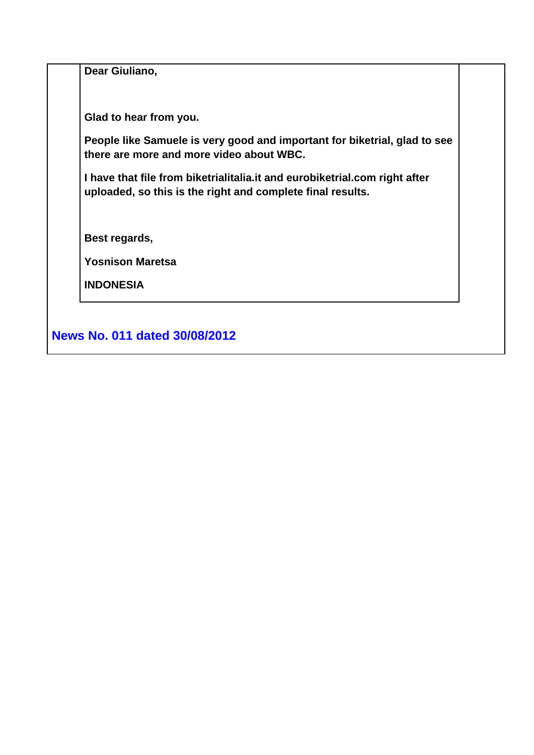**Dear Giuliano,**

**Glad to hear from you.**

**People like Samuele is very good and important for biketrial, glad to see there are more and more video about WBC.**

**I have that file from biketrialitalia.it and eurobiketrial.com right after uploaded, so this is the right and complete final results.**

**Best regards,**

**Yosnison Maretsa**

**INDONESIA**

**News No. 011 dated 30/08/2012**